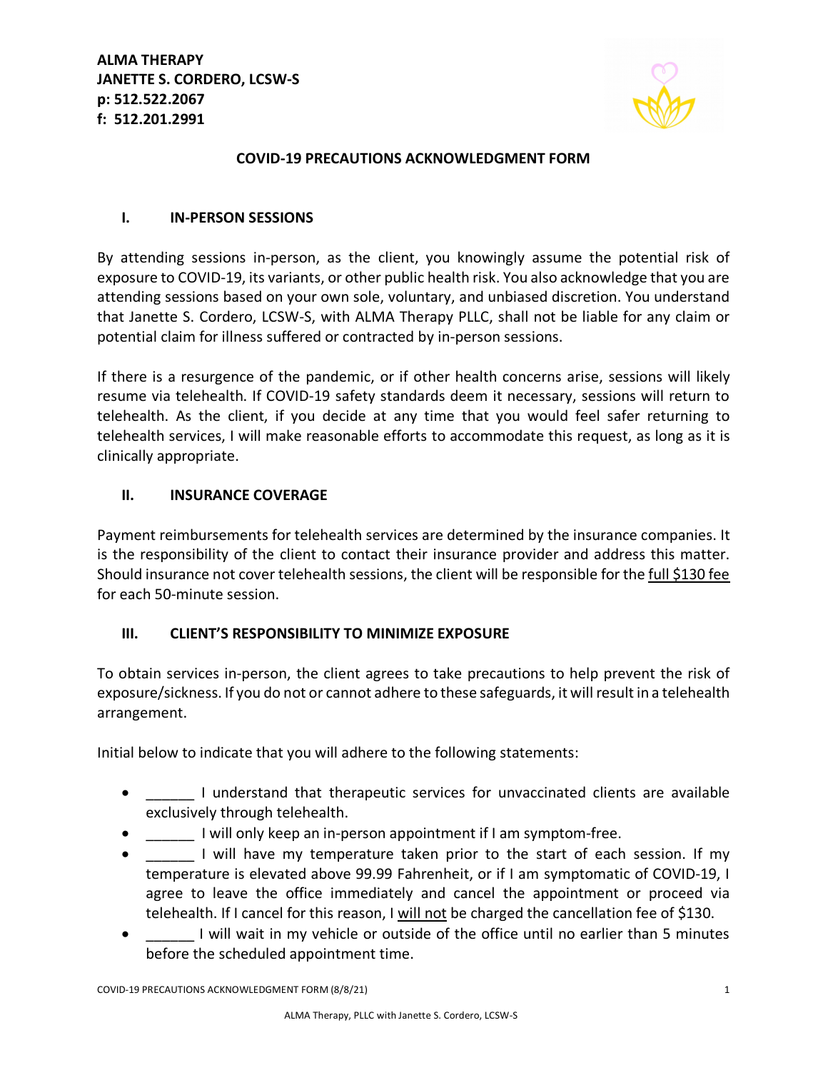**ALMA THERAPY**
**JANETTE S. CORDERO, LCSW-S**
**p: 512.522.2067**
**f: 512.201.2991**

## COVID-19 PRECAUTIONS ACKNOWLEDGMENT FORM

### I. IN-PERSON SESSIONS

By attending sessions in-person, as the client, you knowingly assume the potential risk of exposure to COVID-19, its variants, or other public health risk. You also acknowledge that you are attending sessions based on your own sole, voluntary, and unbiased discretion. You understand that Janette S. Cordero, LCSW-S, with ALMA Therapy PLLC, shall not be liable for any claim or potential claim for illness suffered or contracted by in-person sessions.

If there is a resurgence of the pandemic, or if other health concerns arise, sessions will likely resume via telehealth. If COVID-19 safety standards deem it necessary, sessions will return to telehealth. As the client, if you decide at any time that you would feel safer returning to telehealth services, I will make reasonable efforts to accommodate this request, as long as it is clinically appropriate.

### II. INSURANCE COVERAGE

Payment reimbursements for telehealth services are determined by the insurance companies. It is the responsibility of the client to contact their insurance provider and address this matter. Should insurance not cover telehealth sessions, the client will be responsible for the <u>full $130 fee</u> for each 50-minute session.

### III. CLIENT'S RESPONSIBILITY TO MINIMIZE EXPOSURE

To obtain services in-person, the client agrees to take precautions to help prevent the risk of exposure/sickness. If you do not or cannot adhere to these safeguards, it will result in a telehealth arrangement.

Initial below to indicate that you will adhere to the following statements:

- ______ I understand that therapeutic services for unvaccinated clients are available exclusively through telehealth.
- ______ I will only keep an in-person appointment if I am symptom-free.
- ______ I will have my temperature taken prior to the start of each session. If my temperature is elevated above 99.99 Fahrenheit, or if I am symptomatic of COVID-19, I agree to leave the office immediately and cancel the appointment or proceed via telehealth. If I cancel for this reason, I <u>will not</u> be charged the cancellation fee of $130.
- ______ I will wait in my vehicle or outside of the office until no earlier than 5 minutes before the scheduled appointment time.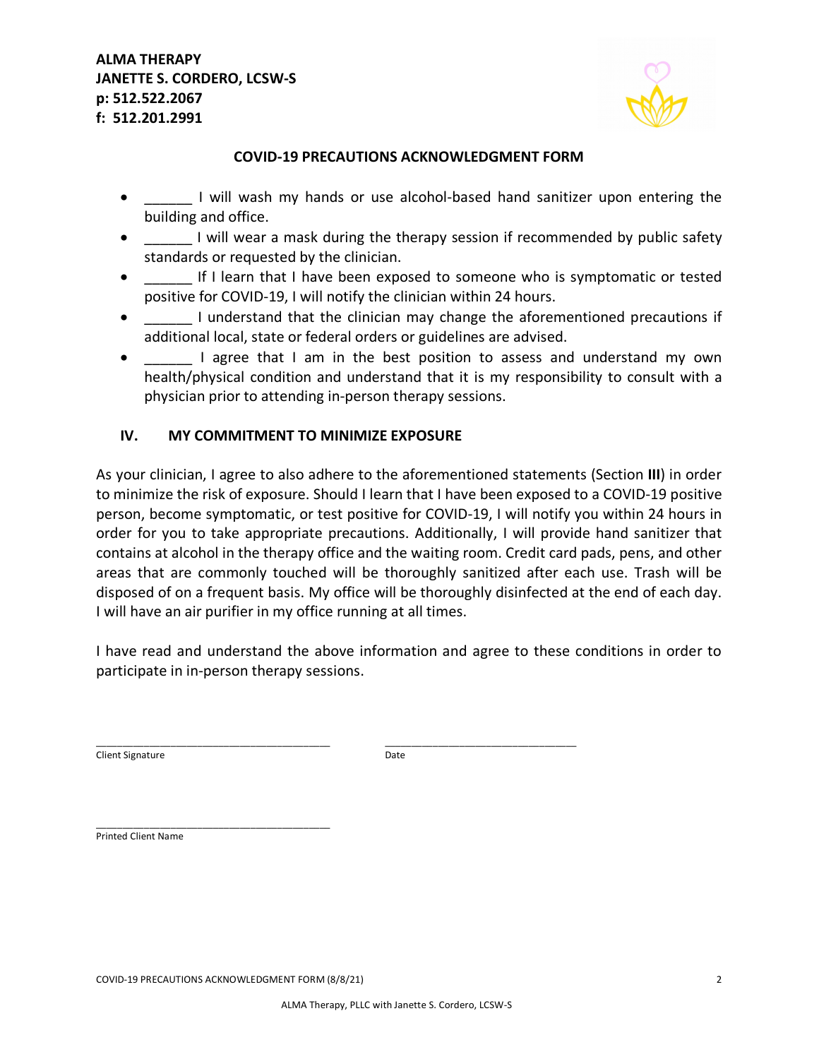**ALMA THERAPY**
**JANETTE S. CORDERO, LCSW-S**
**p: 512.522.2067**
**f: 512.201.2991**

**COVID-19 PRECAUTIONS ACKNOWLEDGMENT FORM**

- ______ I will wash my hands or use alcohol-based hand sanitizer upon entering the building and office.
- ______ I will wear a mask during the therapy session if recommended by public safety standards or requested by the clinician.
- ______ If I learn that I have been exposed to someone who is symptomatic or tested positive for COVID-19, I will notify the clinician within 24 hours.
- ______ I understand that the clinician may change the aforementioned precautions if additional local, state or federal orders or guidelines are advised.
- ______ I agree that I am in the best position to assess and understand my own health/physical condition and understand that it is my responsibility to consult with a physician prior to attending in-person therapy sessions.

## IV. MY COMMITMENT TO MINIMIZE EXPOSURE

As your clinician, I agree to also adhere to the aforementioned statements (Section **III**) in order to minimize the risk of exposure. Should I learn that I have been exposed to a COVID-19 positive person, become symptomatic, or test positive for COVID-19, I will notify you within 24 hours in order for you to take appropriate precautions. Additionally, I will provide hand sanitizer that contains at alcohol in the therapy office and the waiting room. Credit card pads, pens, and other areas that are commonly touched will be thoroughly sanitized after each use. Trash will be disposed of on a frequent basis. My office will be thoroughly disinfected at the end of each day. I will have an air purifier in my office running at all times.

I have read and understand the above information and agree to these conditions in order to participate in in-person therapy sessions.

_____________________________________ _____________________________
Client Signature Date

_____________________________________
Printed Client Name

COVID-19 PRECAUTIONS ACKNOWLEDGMENT FORM (8/8/21)

ALMA Therapy, PLLC with Janette S. Cordero, LCSW-S